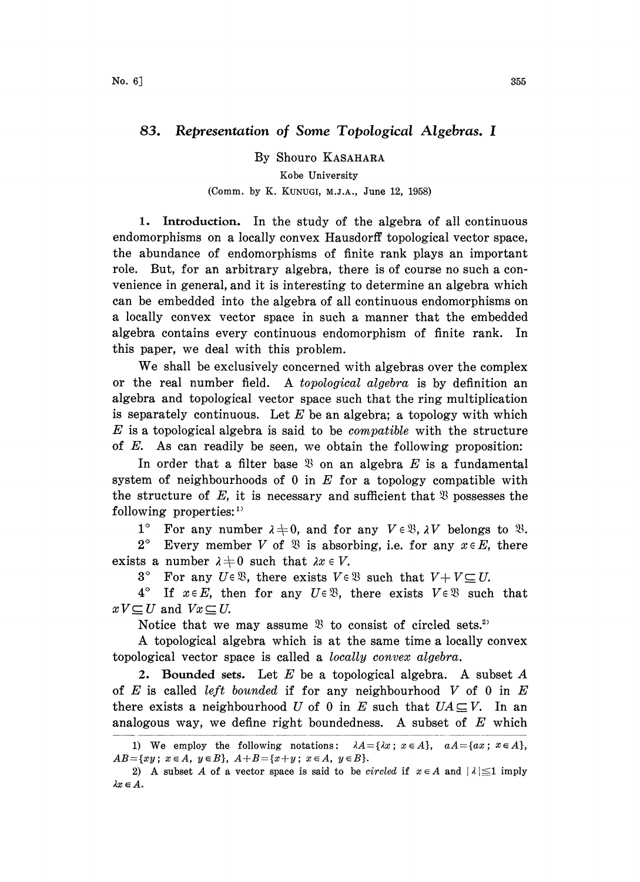# 83. *Representation of Some Topological Algebras. I*

By Shouro KASAHARA

Kobe University

(Comm. by K. KUNUGI, M.J.A., June 12, 1958)

**1. Introduction.** In the study of the algebra of all continuous endomorphisms on a locally convex Hausdorff topological vector space, the abundance of endomorphisms of finite rank plays an important role. But, for an arbitrary algebra, there is of course no such a convenience in general, and it is interesting to determine an algebra which can be embedded into the algebra of all continuous endomorphisms on a locally convex vector space in such a manner that the embedded algebra contains every continuous endomorphism of finite rank. In this paper, we deal with this problem.

We shall be exclusively concerned with algebras over the complex or the real number field. A *topological algebra* is by definition an algebra and topological vector space such that the ring multiplication is separately continuous. Let $E$ be an algebra; a topology with which $E$ is a topological algebra is said to be *compatible* with the structure of $E$. As can readily be seen, we obtain the following proposition:

In order that a filter base $\mathfrak{V}$ on an algebra $E$ is a fundamental system of neighbourhoods of 0 in $E$ for a topology compatible with the structure of $E$, it is necessary and sufficient that $\mathfrak{V}$ possesses the following properties:[1]

1° For any number $\lambda \neq 0$, and for any $V \in \mathfrak{V}$, $\lambda V$ belongs to $\mathfrak{V}$.

2° Every member $V$ of $\mathfrak{V}$ is absorbing, i.e. for any $x \in E$, there exists a number $\lambda \neq 0$ such that $\lambda x \in V$.

3° For any $U \in \mathfrak{V}$, there exists $V \in \mathfrak{V}$ such that $V + V \subseteq U$.

4° If $x \in E$, then for any $U \in \mathfrak{V}$, there exists $V \in \mathfrak{V}$ such that $xV \subseteq U$ and $Vx \subseteq U$.

Notice that we may assume $\mathfrak{V}$ to consist of circled sets.[2]

A topological algebra which is at the same time a locally convex topological vector space is called a *locally convex algebra*.

**2. Bounded sets.** Let $E$ be a topological algebra. A subset $A$ of $E$ is called *left bounded* if for any neighbourhood $V$ of 0 in $E$ there exists a neighbourhood $U$ of 0 in $E$ such that $UA \subseteq V$. In an analogous way, we define right boundedness. A subset of $E$ which

---

1) We employ the following notations: $\lambda A = \{\lambda x;\ x \in A\}$, $aA = \{ax;\ x \in A\}$, $AB = \{xy;\ x \in A,\ y \in B\}$, $A + B = \{x + y;\ x \in A,\ y \in B\}$.

2) A subset $A$ of a vector space is said to be *circled* if $x \in A$ and $|\lambda| \leqq 1$ imply $\lambda x \in A$.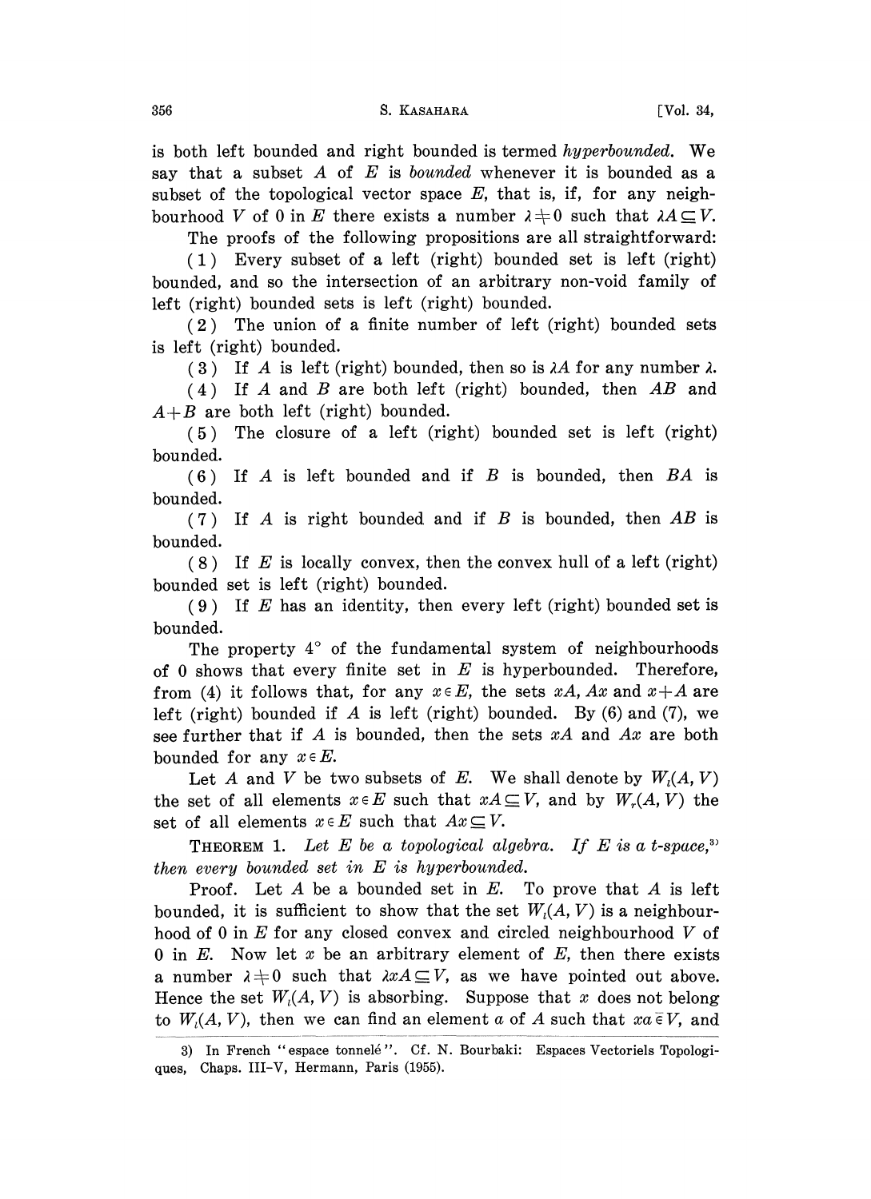is both left bounded and right bounded is termed *hyperbounded*. We say that a subset $A$ of $E$ is *bounded* whenever it is bounded as a subset of the topological vector space $E$, that is, if, for any neighbourhood $V$ of 0 in $E$ there exists a number $\lambda \neq 0$ such that $\lambda A \subseteq V$.

The proofs of the following propositions are all straightforward:

(1) Every subset of a left (right) bounded set is left (right) bounded, and so the intersection of an arbitrary non-void family of left (right) bounded sets is left (right) bounded.

(2) The union of a finite number of left (right) bounded sets is left (right) bounded.

(3) If $A$ is left (right) bounded, then so is $\lambda A$ for any number $\lambda$.

(4) If $A$ and $B$ are both left (right) bounded, then $AB$ and $A+B$ are both left (right) bounded.

(5) The closure of a left (right) bounded set is left (right) bounded.

(6) If $A$ is left bounded and if $B$ is bounded, then $BA$ is bounded.

(7) If $A$ is right bounded and if $B$ is bounded, then $AB$ is bounded.

(8) If $E$ is locally convex, then the convex hull of a left (right) bounded set is left (right) bounded.

(9) If $E$ has an identity, then every left (right) bounded set is bounded.

The property 4° of the fundamental system of neighbourhoods of 0 shows that every finite set in $E$ is hyperbounded. Therefore, from (4) it follows that, for any $x \in E$, the sets $xA$, $Ax$ and $x+A$ are left (right) bounded if $A$ is left (right) bounded. By (6) and (7), we see further that if $A$ is bounded, then the sets $xA$ and $Ax$ are both bounded for any $x \in E$.

Let $A$ and $V$ be two subsets of $E$. We shall denote by $W_l(A, V)$ the set of all elements $x \in E$ such that $xA \subseteq V$, and by $W_r(A, V)$ the set of all elements $x \in E$ such that $Ax \subseteq V$.

THEOREM 1. *Let $E$ be a topological algebra. If $E$ is a t-space,*[3] *then every bounded set in $E$ is hyperbounded.*

Proof. Let $A$ be a bounded set in $E$. To prove that $A$ is left bounded, it is sufficient to show that the set $W_l(A, V)$ is a neighbourhood of 0 in $E$ for any closed convex and circled neighbourhood $V$ of 0 in $E$. Now let $x$ be an arbitrary element of $E$, then there exists a number $\lambda \neq 0$ such that $\lambda x A \subseteq V$, as we have pointed out above. Hence the set $W_l(A, V)$ is absorbing. Suppose that $x$ does not belong to $W_l(A, V)$, then we can find an element $a$ of $A$ such that $xa \bar{\in} V$, and

3) In French "espace tonnelé". Cf. N. Bourbaki: Espaces Vectoriels Topologiques, Chaps. III–V, Hermann, Paris (1955).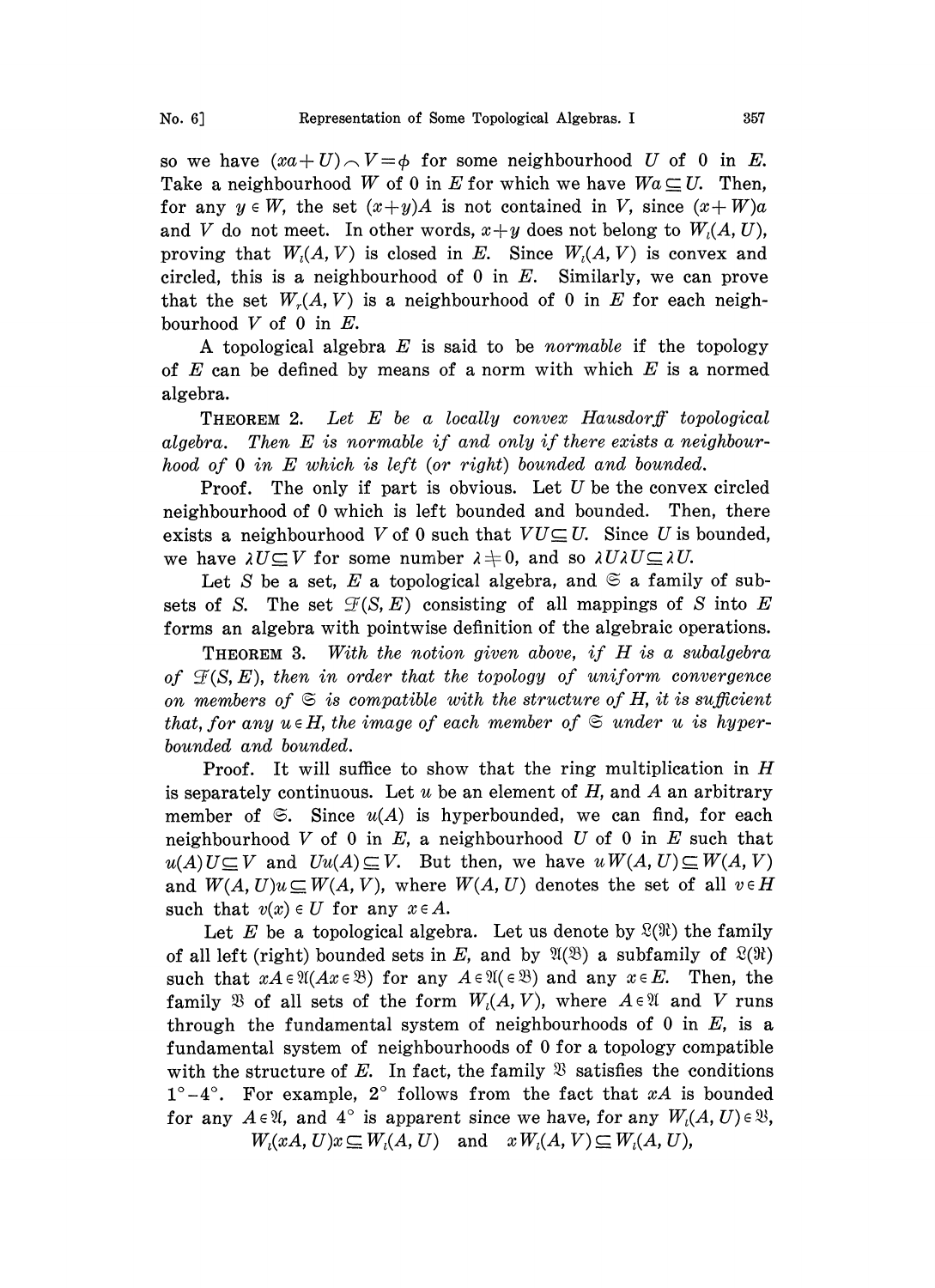so we have $(xa+U)\frown V=\phi$ for some neighbourhood $U$ of 0 in $E$. Take a neighbourhood $W$ of 0 in $E$ for which we have $Wa\subseteq U$. Then, for any $y\in W$, the set $(x+y)A$ is not contained in $V$, since $(x+W)a$ and $V$ do not meet. In other words, $x+y$ does not belong to $W_l(A, U)$, proving that $W_l(A, V)$ is closed in $E$. Since $W_l(A, V)$ is convex and circled, this is a neighbourhood of 0 in $E$. Similarly, we can prove that the set $W_r(A, V)$ is a neighbourhood of 0 in $E$ for each neighbourhood $V$ of 0 in $E$.

A topological algebra $E$ is said to be *normable* if the topology of $E$ can be defined by means of a norm with which $E$ is a normed algebra.

THEOREM 2. *Let $E$ be a locally convex Hausdorff topological algebra. Then $E$ is normable if and only if there exists a neighbourhood of 0 in $E$ which is left (or right) bounded and bounded.*

Proof. The only if part is obvious. Let $U$ be the convex circled neighbourhood of 0 which is left bounded and bounded. Then, there exists a neighbourhood $V$ of 0 such that $VU\subseteq U$. Since $U$ is bounded, we have $\lambda U\subseteq V$ for some number $\lambda\neq 0$, and so $\lambda U\lambda U\subseteq \lambda U$.

Let $S$ be a set, $E$ a topological algebra, and $\mathfrak{S}$ a family of subsets of $S$. The set $\mathcal{F}(S, E)$ consisting of all mappings of $S$ into $E$ forms an algebra with pointwise definition of the algebraic operations.

THEOREM 3. *With the notion given above, if $H$ is a subalgebra of $\mathcal{F}(S, E)$, then in order that the topology of uniform convergence on members of $\mathfrak{S}$ is compatible with the structure of $H$, it is sufficient that, for any $u\in H$, the image of each member of $\mathfrak{S}$ under $u$ is hyperbounded and bounded.*

Proof. It will suffice to show that the ring multiplication in $H$ is separately continuous. Let $u$ be an element of $H$, and $A$ an arbitrary member of $\mathfrak{S}$. Since $u(A)$ is hyperbounded, we can find, for each neighbourhood $V$ of 0 in $E$, a neighbourhood $U$ of 0 in $E$ such that $u(A)U\subseteq V$ and $Uu(A)\subseteq V$. But then, we have $uW(A, U)\subseteq W(A, V)$ and $W(A, U)u\subseteq W(A, V)$, where $W(A, U)$ denotes the set of all $v\in H$ such that $v(x)\in U$ for any $x\in A$.

Let $E$ be a topological algebra. Let us denote by $\mathfrak{L}(\mathfrak{R})$ the family of all left (right) bounded sets in $E$, and by $\mathfrak{A}(\mathfrak{B})$ a subfamily of $\mathfrak{L}(\mathfrak{R})$ such that $xA\in\mathfrak{A}(Ax\in\mathfrak{B})$ for any $A\in\mathfrak{A}(\in\mathfrak{B})$ and any $x\in E$. Then, the family $\mathfrak{B}$ of all sets of the form $W_l(A, V)$, where $A\in\mathfrak{A}$ and $V$ runs through the fundamental system of neighbourhoods of 0 in $E$, is a fundamental system of neighbourhoods of 0 for a topology compatible with the structure of $E$. In fact, the family $\mathfrak{B}$ satisfies the conditions $1^\circ$–$4^\circ$. For example, $2^\circ$ follows from the fact that $xA$ is bounded for any $A\in\mathfrak{A}$, and $4^\circ$ is apparent since we have, for any $W_l(A, U)\in\mathfrak{B}$,

$$W_l(xA, U)x\subseteq W_l(A, U)\quad\text{and}\quad xW_l(A, V)\subseteq W_l(A, U),$$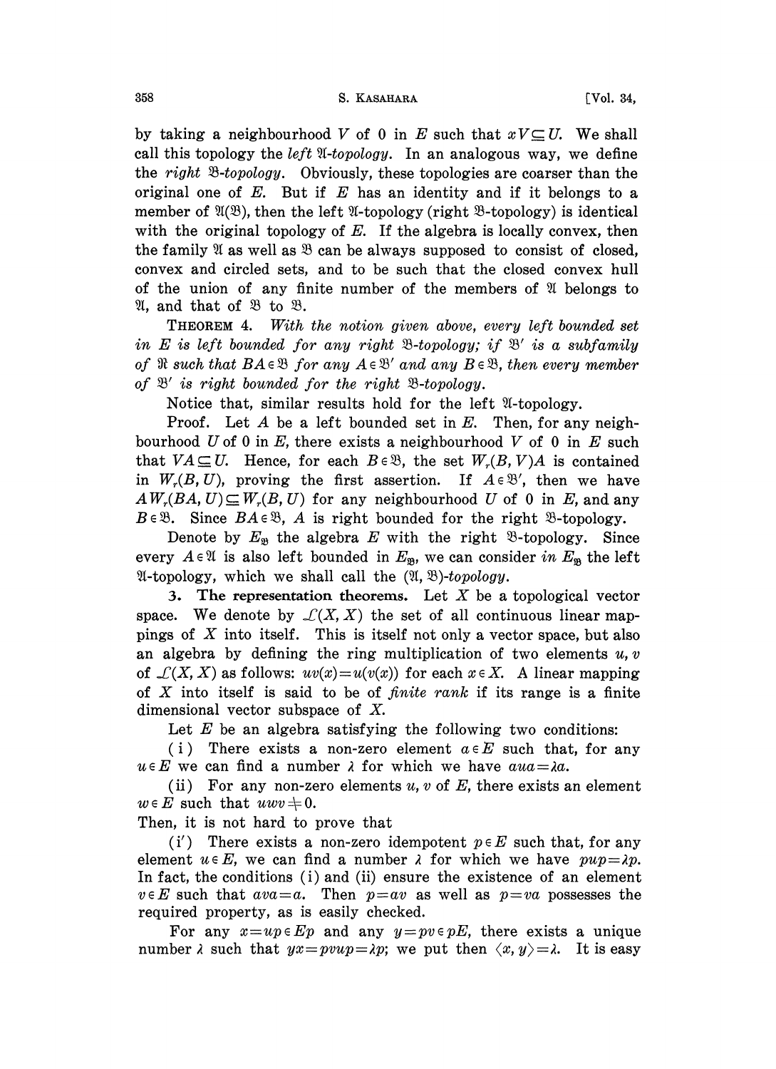by taking a neighbourhood $V$ of 0 in $E$ such that $xV \subseteq U$. We shall call this topology the *left* $\mathfrak{A}$*-topology*. In an analogous way, we define the *right* $\mathfrak{B}$*-topology*. Obviously, these topologies are coarser than the original one of $E$. But if $E$ has an identity and if it belongs to a member of $\mathfrak{A}(\mathfrak{B})$, then the left $\mathfrak{A}$-topology (right $\mathfrak{B}$-topology) is identical with the original topology of $E$. If the algebra is locally convex, then the family $\mathfrak{A}$ as well as $\mathfrak{B}$ can be always supposed to consist of closed, convex and circled sets, and to be such that the closed convex hull of the union of any finite number of the members of $\mathfrak{A}$ belongs to $\mathfrak{A}$, and that of $\mathfrak{B}$ to $\mathfrak{B}$.

THEOREM 4. *With the notion given above, every left bounded set in $E$ is left bounded for any right $\mathfrak{B}$-topology; if $\mathfrak{B}'$ is a subfamily of $\mathfrak{R}$ such that $BA \in \mathfrak{B}$ for any $A \in \mathfrak{B}'$ and any $B \in \mathfrak{B}$, then every member of $\mathfrak{B}'$ is right bounded for the right $\mathfrak{B}$-topology.*

Notice that, similar results hold for the left $\mathfrak{A}$-topology.

Proof. Let $A$ be a left bounded set in $E$. Then, for any neighbourhood $U$ of 0 in $E$, there exists a neighbourhood $V$ of 0 in $E$ such that $VA \subseteq U$. Hence, for each $B \in \mathfrak{B}$, the set $W_r(B, V)A$ is contained in $W_r(B, U)$, proving the first assertion. If $A \in \mathfrak{B}'$, then we have $AW_r(BA, U) \subseteq W_r(B, U)$ for any neighbourhood $U$ of 0 in $E$, and any $B \in \mathfrak{B}$. Since $BA \in \mathfrak{B}$, $A$ is right bounded for the right $\mathfrak{B}$-topology.

Denote by $E_{\mathfrak{B}}$ the algebra $E$ with the right $\mathfrak{B}$-topology. Since every $A \in \mathfrak{A}$ is also left bounded in $E_{\mathfrak{B}}$, we can consider *in* $E_{\mathfrak{B}}$ the left $\mathfrak{A}$-topology, which we shall call the $(\mathfrak{A}, \mathfrak{B})$*-topology*.

**3. The representation theorems.** Let $X$ be a topological vector space. We denote by $\mathcal{L}(X, X)$ the set of all continuous linear mappings of $X$ into itself. This is itself not only a vector space, but also an algebra by defining the ring multiplication of two elements $u, v$ of $\mathcal{L}(X, X)$ as follows: $uv(x) = u(v(x))$ for each $x \in X$. A linear mapping of $X$ into itself is said to be of *finite rank* if its range is a finite dimensional vector subspace of $X$.

Let $E$ be an algebra satisfying the following two conditions:

(i) There exists a non-zero element $a \in E$ such that, for any $u \in E$ we can find a number $\lambda$ for which we have $aua = \lambda a$.

(ii) For any non-zero elements $u, v$ of $E$, there exists an element $w \in E$ such that $uwv \neq 0$.

Then, it is not hard to prove that

(i') There exists a non-zero idempotent $p \in E$ such that, for any element $u \in E$, we can find a number $\lambda$ for which we have $pup = \lambda p$. In fact, the conditions (i) and (ii) ensure the existence of an element $v \in E$ such that $ava = a$. Then $p = av$ as well as $p = va$ possesses the required property, as is easily checked.

For any $x = up \in Ep$ and any $y = pv \in pE$, there exists a unique number $\lambda$ such that $yx = pvup = \lambda p$; we put then $\langle x, y \rangle = \lambda$. It is easy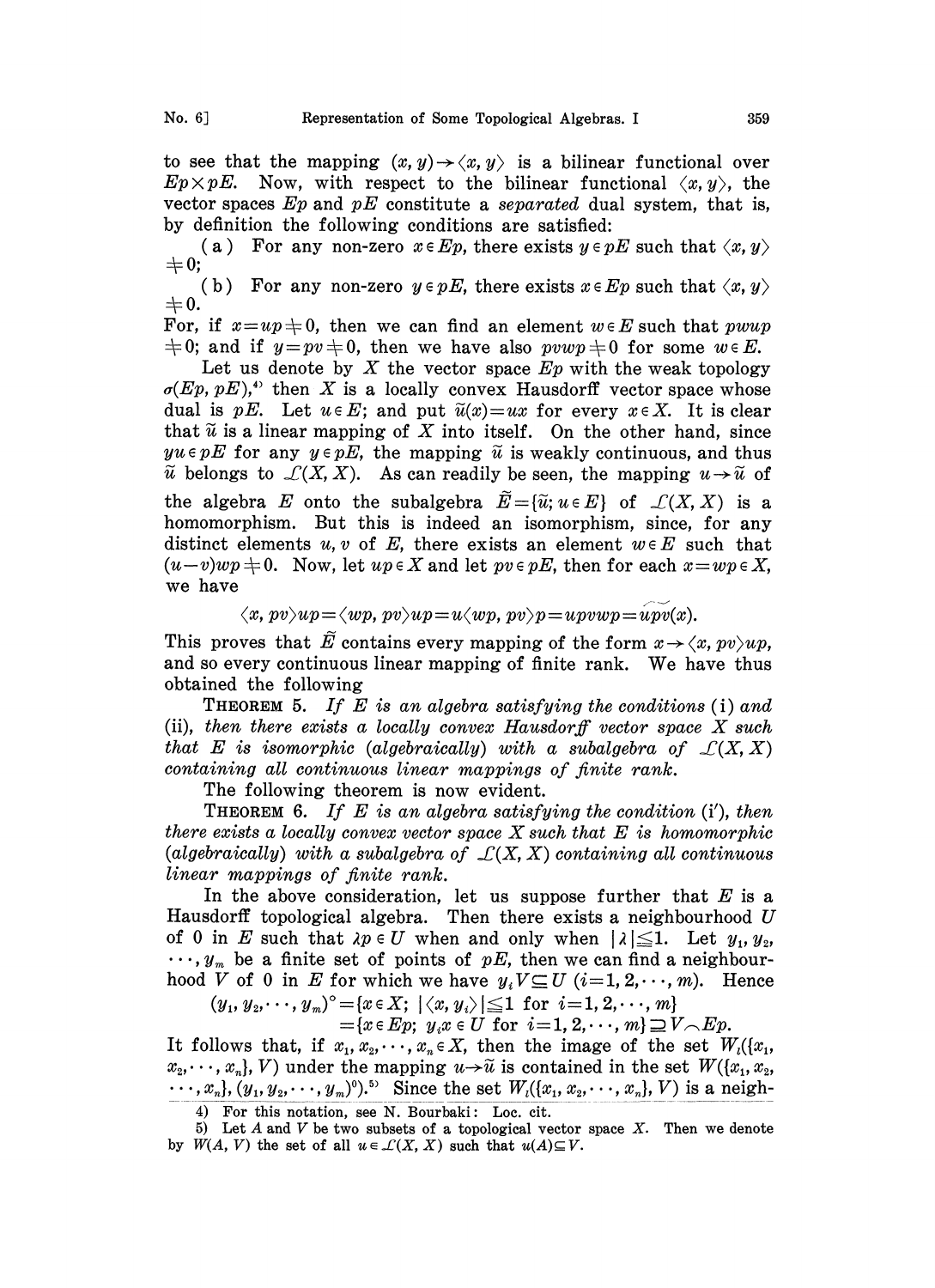to see that the mapping $(x, y) \to \langle x, y\rangle$ is a bilinear functional over $Ep \times pE$. Now, with respect to the bilinear functional $\langle x, y\rangle$, the vector spaces $Ep$ and $pE$ constitute a *separated* dual system, that is, by definition the following conditions are satisfied:

(a) For any non-zero $x \in Ep$, there exists $y \in pE$ such that $\langle x, y\rangle \neq 0$;

(b) For any non-zero $y \in pE$, there exists $x \in Ep$ such that $\langle x, y\rangle \neq 0$.

For, if $x = up \neq 0$, then we can find an element $w \in E$ such that $pwup \neq 0$; and if $y = pv \neq 0$, then we have also $pvwp \neq 0$ for some $w \in E$.

Let us denote by $X$ the vector space $Ep$ with the weak topology $\sigma(Ep, pE)$,[4] then $X$ is a locally convex Hausdorff vector space whose dual is $pE$. Let $u \in E$; and put $\tilde{u}(x) = ux$ for every $x \in X$. It is clear that $\tilde{u}$ is a linear mapping of $X$ into itself. On the other hand, since $yu \in pE$ for any $y \in pE$, the mapping $\tilde{u}$ is weakly continuous, and thus $\tilde{u}$ belongs to $\mathcal{L}(X, X)$. As can readily be seen, the mapping $u \to \tilde{u}$ of the algebra $E$ onto the subalgebra $\tilde{E} = \{\tilde{u}; u \in E\}$ of $\mathcal{L}(X, X)$ is a homomorphism. But this is indeed an isomorphism, since, for any distinct elements $u, v$ of $E$, there exists an element $w \in E$ such that $(u - v)wp \neq 0$. Now, let $up \in X$ and let $pv \in pE$, then for each $x = wp \in X$, we have

$$\langle x, pv\rangle up = \langle wp, pv\rangle up = u\langle wp, pv\rangle p = upvwp = \widetilde{upv}(x).$$

This proves that $\tilde{E}$ contains every mapping of the form $x \to \langle x, pv\rangle up$, and so every continuous linear mapping of finite rank. We have thus obtained the following

THEOREM 5. *If $E$ is an algebra satisfying the conditions* (i) *and* (ii), *then there exists a locally convex Hausdorff vector space $X$ such that $E$ is isomorphic (algebraically) with a subalgebra of $\mathcal{L}(X, X)$ containing all continuous linear mappings of finite rank.*

The following theorem is now evident.

THEOREM 6. *If $E$ is an algebra satisfying the condition* (i′), *then there exists a locally convex vector space $X$ such that $E$ is homomorphic (algebraically) with a subalgebra of $\mathcal{L}(X, X)$ containing all continuous linear mappings of finite rank.*

In the above consideration, let us suppose further that $E$ is a Hausdorff topological algebra. Then there exists a neighbourhood $U$ of 0 in $E$ such that $\lambda p \in U$ when and only when $|\lambda| \leqq 1$. Let $y_1, y_2, \cdots, y_m$ be a finite set of points of $pE$, then we can find a neighbourhood $V$ of 0 in $E$ for which we have $y_i V \subseteq U$ $(i = 1, 2, \cdots, m)$. Hence

$$\begin{aligned}(y_1, y_2, \cdots, y_m)^\circ &= \{x \in X;\ |\langle x, y_i\rangle| \leqq 1 \text{ for } i = 1, 2, \cdots, m\}\\ &= \{x \in Ep;\ y_i x \in U \text{ for } i = 1, 2, \cdots, m\} \supseteq V \frown Ep.\end{aligned}$$

It follows that, if $x_1, x_2, \cdots, x_n \in X$, then the image of the set $W_l(\{x_1, x_2, \cdots, x_n\}, V)$ under the mapping $u \to \tilde{u}$ is contained in the set $W(\{x_1, x_2, \cdots, x_n\}, (y_1, y_2, \cdots, y_m)^0)$.[5] Since the set $W_l(\{x_1, x_2, \cdots, x_n\}, V)$ is a neigh-

4) For this notation, see N. Bourbaki: Loc. cit.

5) Let $A$ and $V$ be two subsets of a topological vector space $X$. Then we denote by $W(A, V)$ the set of all $u \in \mathcal{L}(X, X)$ such that $u(A) \subseteq V$.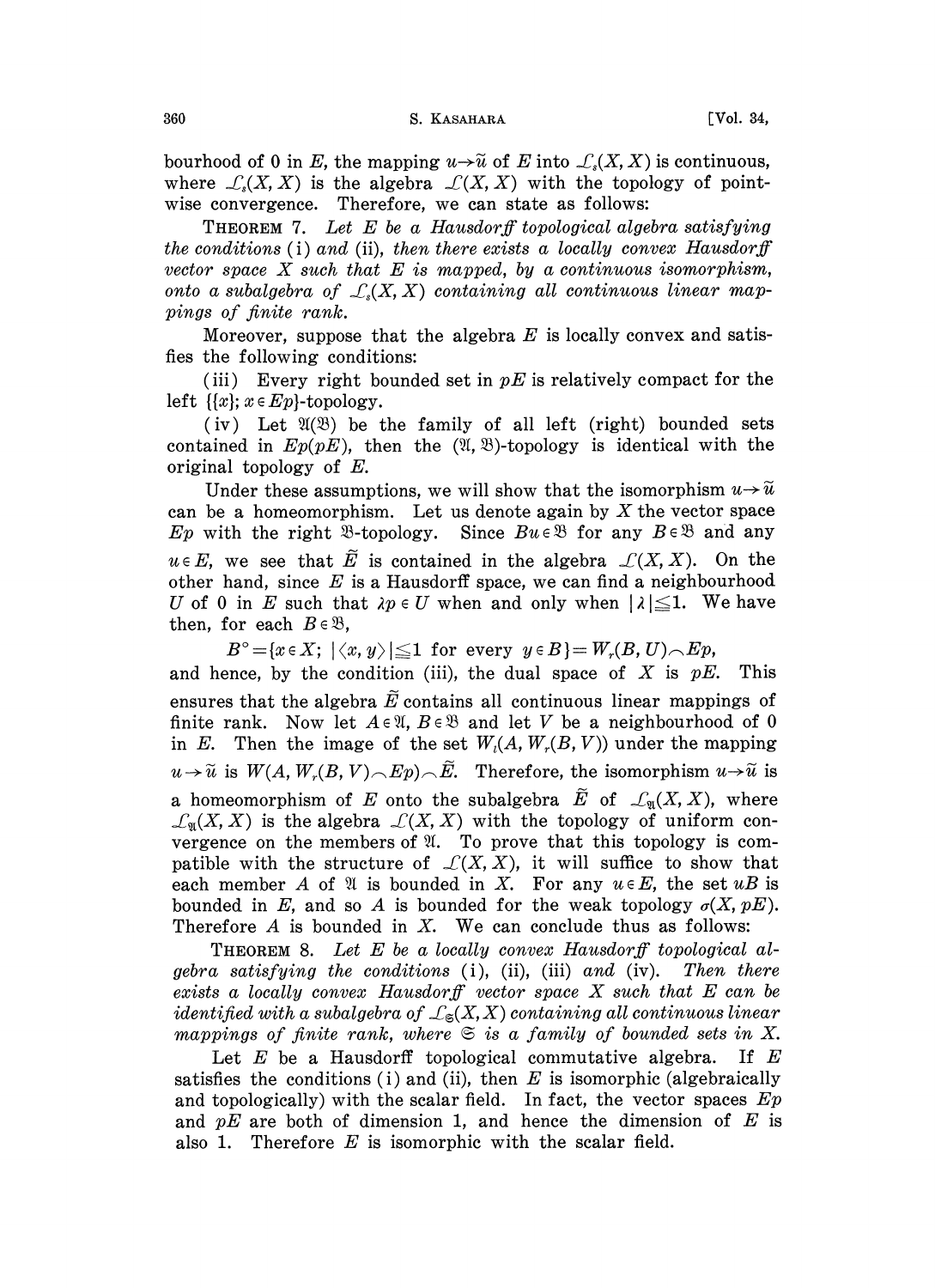bourhood of 0 in $E$, the mapping $u \to \tilde{u}$ of $E$ into $\mathcal{L}_s(X, X)$ is continuous, where $\mathcal{L}_s(X, X)$ is the algebra $\mathcal{L}(X, X)$ with the topology of pointwise convergence. Therefore, we can state as follows:

THEOREM 7. *Let $E$ be a Hausdorff topological algebra satisfying the conditions* (i) *and* (ii), *then there exists a locally convex Hausdorff vector space $X$ such that $E$ is mapped, by a continuous isomorphism, onto a subalgebra of $\mathcal{L}_s(X, X)$ containing all continuous linear mappings of finite rank.*

Moreover, suppose that the algebra $E$ is locally convex and satisfies the following conditions:

(iii) Every right bounded set in $pE$ is relatively compact for the left $\{\{x\}; x \in Ep\}$-topology.

(iv) Let $\mathfrak{A}(\mathfrak{B})$ be the family of all left (right) bounded sets contained in $Ep(pE)$, then the $(\mathfrak{A}, \mathfrak{B})$-topology is identical with the original topology of $E$.

Under these assumptions, we will show that the isomorphism $u \to \tilde{u}$ can be a homeomorphism. Let us denote again by $X$ the vector space $Ep$ with the right $\mathfrak{B}$-topology. Since $Bu \in \mathfrak{B}$ for any $B \in \mathfrak{B}$ and any $u \in E$, we see that $\tilde{E}$ is contained in the algebra $\mathcal{L}(X, X)$. On the other hand, since $E$ is a Hausdorff space, we can find a neighbourhood $U$ of 0 in $E$ such that $\lambda p \in U$ when and only when $|\lambda| \leqq 1$. We have then, for each $B \in \mathfrak{B}$,

$$B^\circ = \{x \in X;\ |\langle x, y \rangle| \leqq 1 \text{ for every } y \in B\} = W_r(B, U) \frown Ep,$$

and hence, by the condition (iii), the dual space of $X$ is $pE$. This ensures that the algebra $\tilde{E}$ contains all continuous linear mappings of finite rank. Now let $A \in \mathfrak{A}$, $B \in \mathfrak{B}$ and let $V$ be a neighbourhood of 0 in $E$. Then the image of the set $W_l(A, W_r(B, V))$ under the mapping $u \to \tilde{u}$ is $W(A, W_r(B, V) \frown Ep) \frown \tilde{E}$. Therefore, the isomorphism $u \to \tilde{u}$ is a homeomorphism of $E$ onto the subalgebra $\tilde{E}$ of $\mathcal{L}_{\mathfrak{A}}(X, X)$, where $\mathcal{L}_{\mathfrak{A}}(X, X)$ is the algebra $\mathcal{L}(X, X)$ with the topology of uniform convergence on the members of $\mathfrak{A}$. To prove that this topology is compatible with the structure of $\mathcal{L}(X, X)$, it will suffice to show that each member $A$ of $\mathfrak{A}$ is bounded in $X$. For any $u \in E$, the set $uB$ is bounded in $E$, and so $A$ is bounded for the weak topology $\sigma(X, pE)$. Therefore $A$ is bounded in $X$. We can conclude thus as follows:

THEOREM 8. *Let $E$ be a locally convex Hausdorff topological algebra satisfying the conditions* (i), (ii), (iii) *and* (iv). *Then there exists a locally convex Hausdorff vector space $X$ such that $E$ can be identified with a subalgebra of $\mathcal{L}_{\mathfrak{S}}(X, X)$ containing all continuous linear mappings of finite rank, where $\mathfrak{S}$ is a family of bounded sets in $X$.*

Let $E$ be a Hausdorff topological commutative algebra. If $E$ satisfies the conditions (i) and (ii), then $E$ is isomorphic (algebraically and topologically) with the scalar field. In fact, the vector spaces $Ep$ and $pE$ are both of dimension 1, and hence the dimension of $E$ is also 1. Therefore $E$ is isomorphic with the scalar field.